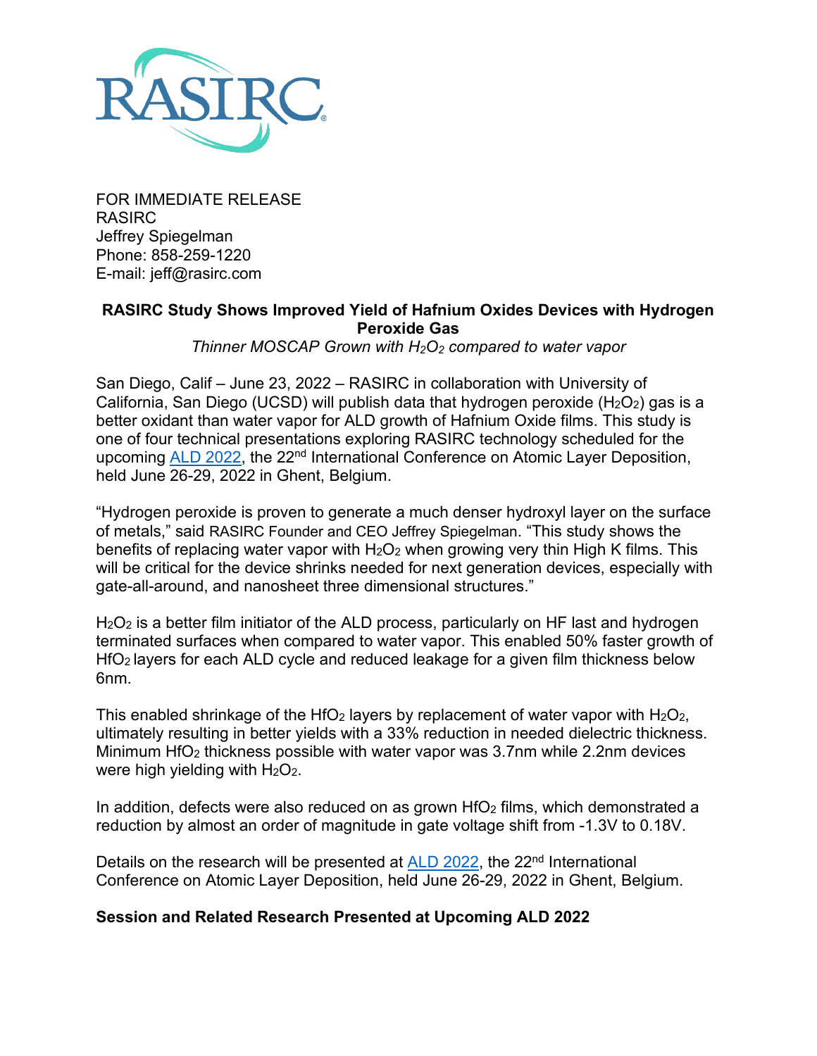RASIRC

FOR IMMEDIATE RELEASE
RASIRC
Jeffrey Spiegelman
Phone: 858-259-1220
E-mail: jeff@rasirc.com

**RASIRC Study Shows Improved Yield of Hafnium Oxides Devices with Hydrogen Peroxide Gas**

*Thinner MOSCAP Grown with $H_2O_2$ compared to water vapor*

San Diego, Calif – June 23, 2022 – RASIRC in collaboration with University of California, San Diego (UCSD) will publish data that hydrogen peroxide ($H_2O_2$) gas is a better oxidant than water vapor for ALD growth of Hafnium Oxide films. This study is one of four technical presentations exploring RASIRC technology scheduled for the upcoming [ALD 2022](), the 22nd International Conference on Atomic Layer Deposition, held June 26-29, 2022 in Ghent, Belgium.

"Hydrogen peroxide is proven to generate a much denser hydroxyl layer on the surface of metals," said RASIRC Founder and CEO Jeffrey Spiegelman. "This study shows the benefits of replacing water vapor with $H_2O_2$ when growing very thin High K films. This will be critical for the device shrinks needed for next generation devices, especially with gate-all-around, and nanosheet three dimensional structures."

$H_2O_2$ is a better film initiator of the ALD process, particularly on HF last and hydrogen terminated surfaces when compared to water vapor. This enabled 50% faster growth of $HfO_2$ layers for each ALD cycle and reduced leakage for a given film thickness below 6nm.

This enabled shrinkage of the $HfO_2$ layers by replacement of water vapor with $H_2O_2$, ultimately resulting in better yields with a 33% reduction in needed dielectric thickness. Minimum $HfO_2$ thickness possible with water vapor was 3.7nm while 2.2nm devices were high yielding with $H_2O_2$.

In addition, defects were also reduced on as grown $HfO_2$ films, which demonstrated a reduction by almost an order of magnitude in gate voltage shift from -1.3V to 0.18V.

Details on the research will be presented at [ALD 2022](), the 22nd International Conference on Atomic Layer Deposition, held June 26-29, 2022 in Ghent, Belgium.

**Session and Related Research Presented at Upcoming ALD 2022**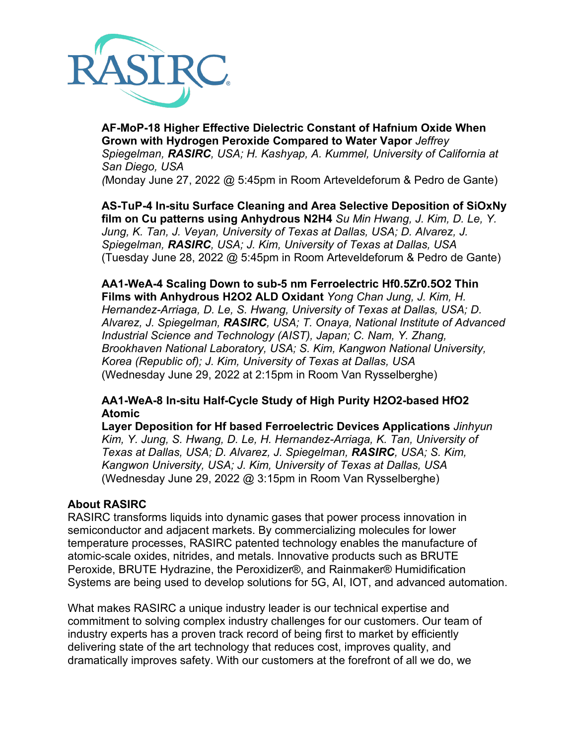**AF-MoP-18 Higher Effective Dielectric Constant of Hafnium Oxide When Grown with Hydrogen Peroxide Compared to Water Vapor** *Jeffrey Spiegelman,* ***RASIRC****, USA; H. Kashyap, A. Kummel, University of California at San Diego, USA*
*(*Monday June 27, 2022 @ 5:45pm in Room Arteveldeforum & Pedro de Gante)

**AS-TuP-4 In-situ Surface Cleaning and Area Selective Deposition of SiOxNy film on Cu patterns using Anhydrous N2H4** *Su Min Hwang, J. Kim, D. Le, Y. Jung, K. Tan, J. Veyan, University of Texas at Dallas, USA; D. Alvarez, J. Spiegelman,* ***RASIRC****, USA; J. Kim, University of Texas at Dallas, USA*
(Tuesday June 28, 2022 @ 5:45pm in Room Arteveldeforum & Pedro de Gante)

**AA1-WeA-4 Scaling Down to sub-5 nm Ferroelectric Hf0.5Zr0.5O2 Thin Films with Anhydrous H2O2 ALD Oxidant** *Yong Chan Jung, J. Kim, H. Hernandez-Arriaga, D. Le, S. Hwang, University of Texas at Dallas, USA; D. Alvarez, J. Spiegelman,* ***RASIRC****, USA; T. Onaya, National Institute of Advanced Industrial Science and Technology (AIST), Japan; C. Nam, Y. Zhang, Brookhaven National Laboratory, USA; S. Kim, Kangwon National University, Korea (Republic of); J. Kim, University of Texas at Dallas, USA*
(Wednesday June 29, 2022 at 2:15pm in Room Van Rysselberghe)

**AA1-WeA-8 In-situ Half-Cycle Study of High Purity H2O2-based HfO2 Atomic Layer Deposition for Hf based Ferroelectric Devices Applications** *Jinhyun Kim, Y. Jung, S. Hwang, D. Le, H. Hernandez-Arriaga, K. Tan, University of Texas at Dallas, USA; D. Alvarez, J. Spiegelman,* ***RASIRC****, USA; S. Kim, Kangwon University, USA; J. Kim, University of Texas at Dallas, USA*
(Wednesday June 29, 2022 @ 3:15pm in Room Van Rysselberghe)

**About RASIRC**
RASIRC transforms liquids into dynamic gases that power process innovation in semiconductor and adjacent markets. By commercializing molecules for lower temperature processes, RASIRC patented technology enables the manufacture of atomic-scale oxides, nitrides, and metals. Innovative products such as BRUTE Peroxide, BRUTE Hydrazine, the Peroxidizer®, and Rainmaker® Humidification Systems are being used to develop solutions for 5G, AI, IOT, and advanced automation.

What makes RASIRC a unique industry leader is our technical expertise and commitment to solving complex industry challenges for our customers. Our team of industry experts has a proven track record of being first to market by efficiently delivering state of the art technology that reduces cost, improves quality, and dramatically improves safety. With our customers at the forefront of all we do, we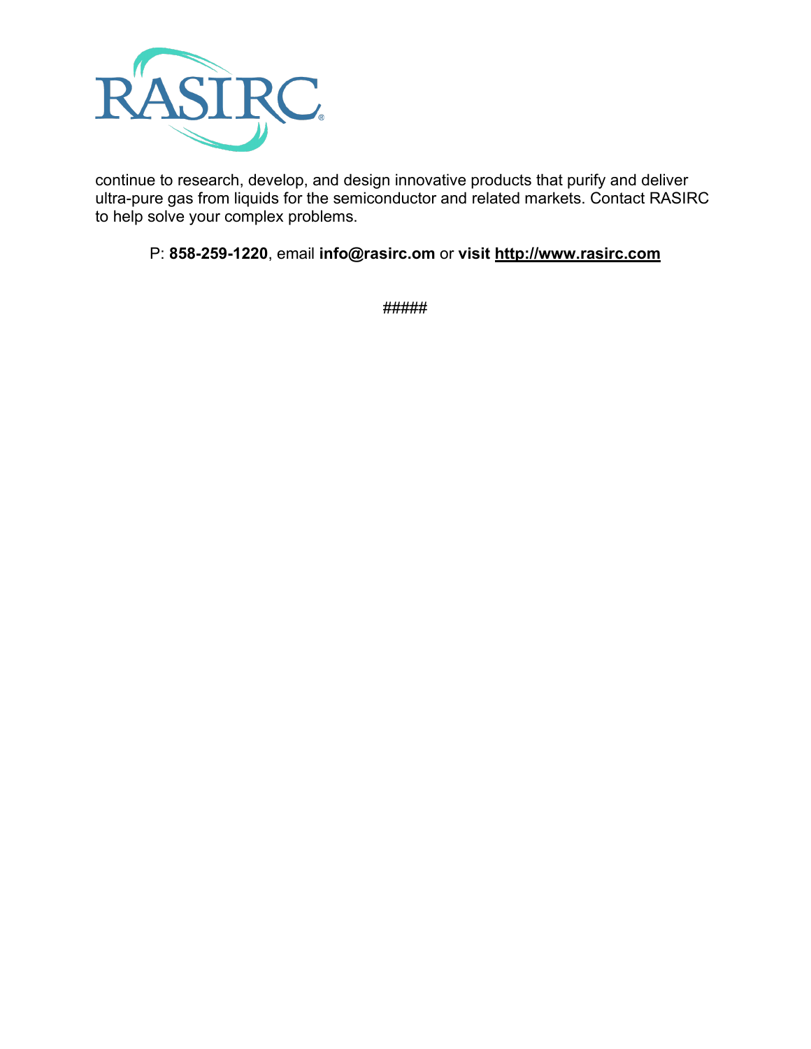continue to research, develop, and design innovative products that purify and deliver ultra-pure gas from liquids for the semiconductor and related markets. Contact RASIRC to help solve your complex problems.

P: **858-259-1220**, email **info@rasirc.om** or **visit** **http://www.rasirc.com**

#####